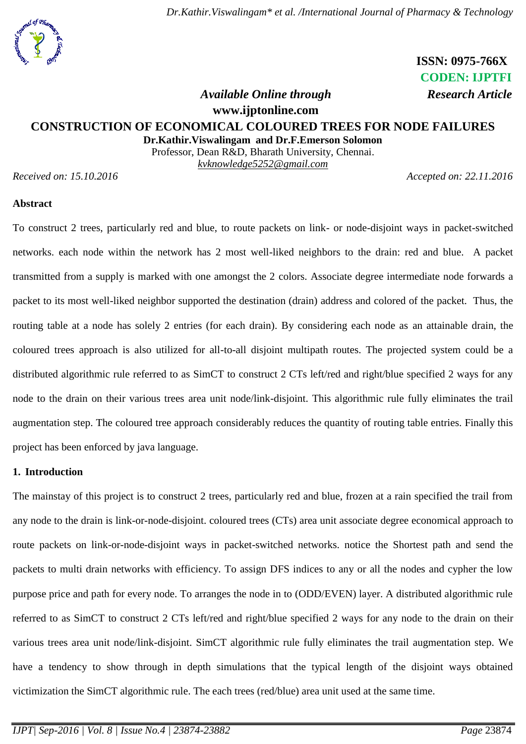**ISSN: 0975-766X**
**CODEN: IJPTFI**

*Available Online through* *Research Article*

**www.ijptonline.com**

# CONSTRUCTION OF ECONOMICAL COLOURED TREES FOR NODE FAILURES

**Dr.Kathir.Viswalingam and Dr.F.Emerson Solomon**

Professor, Dean R&D, Bharath University, Chennai.

kvknowledge5252@gmail.com

*Received on: 15.10.2016* *Accepted on: 22.11.2016*

## Abstract

To construct 2 trees, particularly red and blue, to route packets on link- or node-disjoint ways in packet-switched networks. each node within the network has 2 most well-liked neighbors to the drain: red and blue. A packet transmitted from a supply is marked with one amongst the 2 colors. Associate degree intermediate node forwards a packet to its most well-liked neighbor supported the destination (drain) address and colored of the packet. Thus, the routing table at a node has solely 2 entries (for each drain). By considering each node as an attainable drain, the coloured trees approach is also utilized for all-to-all disjoint multipath routes. The projected system could be a distributed algorithmic rule referred to as SimCT to construct 2 CTs left/red and right/blue specified 2 ways for any node to the drain on their various trees area unit node/link-disjoint. This algorithmic rule fully eliminates the trail augmentation step. The coloured tree approach considerably reduces the quantity of routing table entries. Finally this project has been enforced by java language.

## 1. Introduction

The mainstay of this project is to construct 2 trees, particularly red and blue, frozen at a rain specified the trail from any node to the drain is link-or-node-disjoint. coloured trees (CTs) area unit associate degree economical approach to route packets on link-or-node-disjoint ways in packet-switched networks. notice the Shortest path and send the packets to multi drain networks with efficiency. To assign DFS indices to any or all the nodes and cypher the low purpose price and path for every node. To arranges the node in to (ODD/EVEN) layer. A distributed algorithmic rule referred to as SimCT to construct 2 CTs left/red and right/blue specified 2 ways for any node to the drain on their various trees area unit node/link-disjoint. SimCT algorithmic rule fully eliminates the trail augmentation step. We have a tendency to show through in depth simulations that the typical length of the disjoint ways obtained victimization the SimCT algorithmic rule. The each trees (red/blue) area unit used at the same time.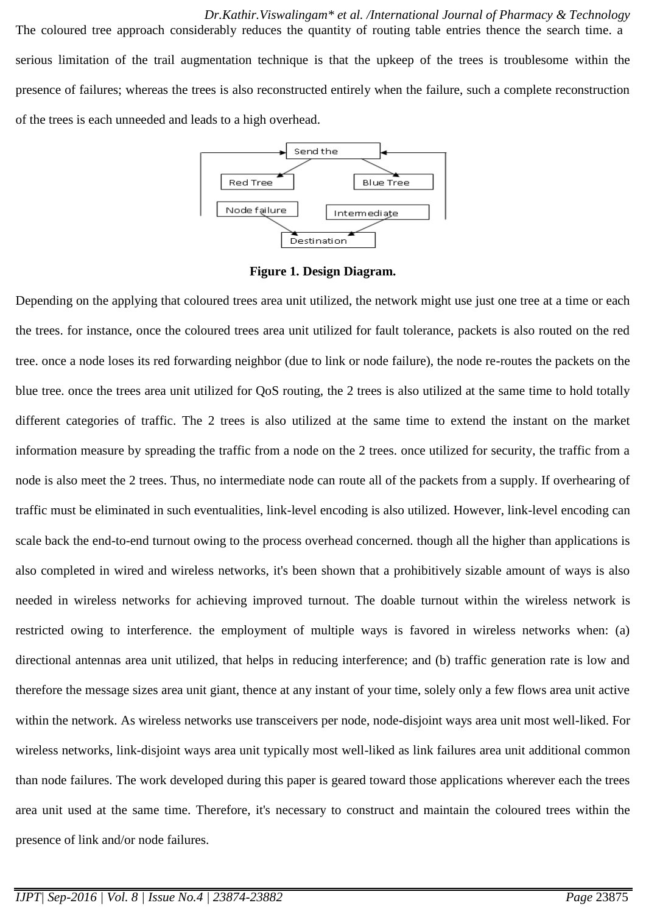The coloured tree approach considerably reduces the quantity of routing table entries thence the search time. a serious limitation of the trail augmentation technique is that the upkeep of the trees is troublesome within the presence of failures; whereas the trees is also reconstructed entirely when the failure, such a complete reconstruction of the trees is each unneeded and leads to a high overhead.

**Figure 1. Design Diagram.**

Depending on the applying that coloured trees area unit utilized, the network might use just one tree at a time or each the trees. for instance, once the coloured trees area unit utilized for fault tolerance, packets is also routed on the red tree. once a node loses its red forwarding neighbor (due to link or node failure), the node re-routes the packets on the blue tree. once the trees area unit utilized for QoS routing, the 2 trees is also utilized at the same time to hold totally different categories of traffic. The 2 trees is also utilized at the same time to extend the instant on the market information measure by spreading the traffic from a node on the 2 trees. once utilized for security, the traffic from a node is also meet the 2 trees. Thus, no intermediate node can route all of the packets from a supply. If overhearing of traffic must be eliminated in such eventualities, link-level encoding is also utilized. However, link-level encoding can scale back the end-to-end turnout owing to the process overhead concerned. though all the higher than applications is also completed in wired and wireless networks, it's been shown that a prohibitively sizable amount of ways is also needed in wireless networks for achieving improved turnout. The doable turnout within the wireless network is restricted owing to interference. the employment of multiple ways is favored in wireless networks when: (a) directional antennas area unit utilized, that helps in reducing interference; and (b) traffic generation rate is low and therefore the message sizes area unit giant, thence at any instant of your time, solely only a few flows area unit active within the network. As wireless networks use transceivers per node, node-disjoint ways area unit most well-liked. For wireless networks, link-disjoint ways area unit typically most well-liked as link failures area unit additional common than node failures. The work developed during this paper is geared toward those applications wherever each the trees area unit used at the same time. Therefore, it's necessary to construct and maintain the coloured trees within the presence of link and/or node failures.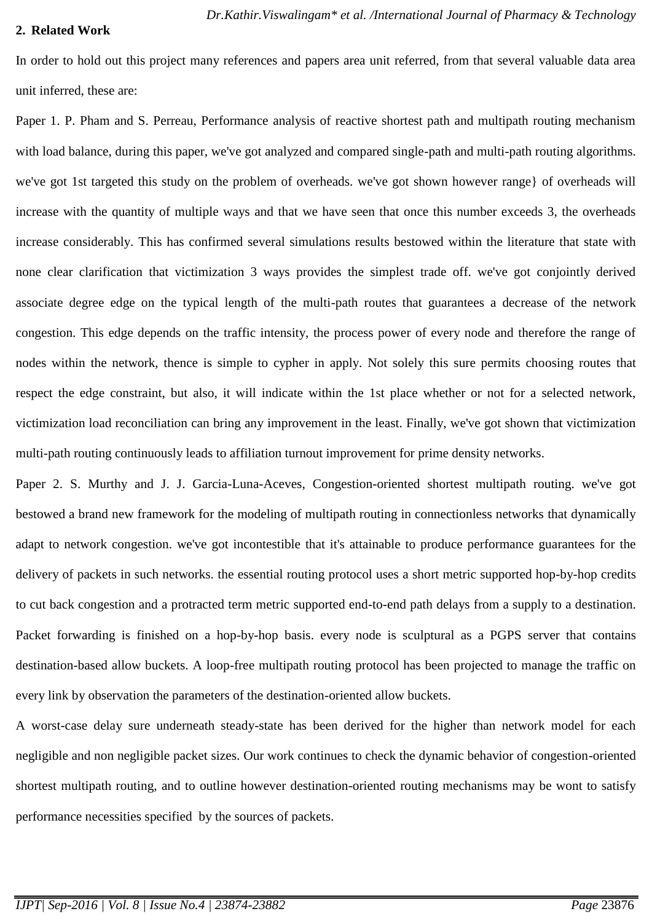## 2. Related Work

In order to hold out this project many references and papers area unit referred, from that several valuable data area unit inferred, these are:

Paper 1. P. Pham and S. Perreau, Performance analysis of reactive shortest path and multipath routing mechanism with load balance, during this paper, we've got analyzed and compared single-path and multi-path routing algorithms. we've got 1st targeted this study on the problem of overheads. we've got shown however range} of overheads will increase with the quantity of multiple ways and that we have seen that once this number exceeds 3, the overheads increase considerably. This has confirmed several simulations results bestowed within the literature that state with none clear clarification that victimization 3 ways provides the simplest trade off. we've got conjointly derived associate degree edge on the typical length of the multi-path routes that guarantees a decrease of the network congestion. This edge depends on the traffic intensity, the process power of every node and therefore the range of nodes within the network, thence is simple to cypher in apply. Not solely this sure permits choosing routes that respect the edge constraint, but also, it will indicate within the 1st place whether or not for a selected network, victimization load reconciliation can bring any improvement in the least. Finally, we've got shown that victimization multi-path routing continuously leads to affiliation turnout improvement for prime density networks.

Paper 2. S. Murthy and J. J. Garcia-Luna-Aceves, Congestion-oriented shortest multipath routing. we've got bestowed a brand new framework for the modeling of multipath routing in connectionless networks that dynamically adapt to network congestion. we've got incontestible that it's attainable to produce performance guarantees for the delivery of packets in such networks. the essential routing protocol uses a short metric supported hop-by-hop credits to cut back congestion and a protracted term metric supported end-to-end path delays from a supply to a destination. Packet forwarding is finished on a hop-by-hop basis. every node is sculptural as a PGPS server that contains destination-based allow buckets. A loop-free multipath routing protocol has been projected to manage the traffic on every link by observation the parameters of the destination-oriented allow buckets.

A worst-case delay sure underneath steady-state has been derived for the higher than network model for each negligible and non negligible packet sizes. Our work continues to check the dynamic behavior of congestion-oriented shortest multipath routing, and to outline however destination-oriented routing mechanisms may be wont to satisfy performance necessities specified by the sources of packets.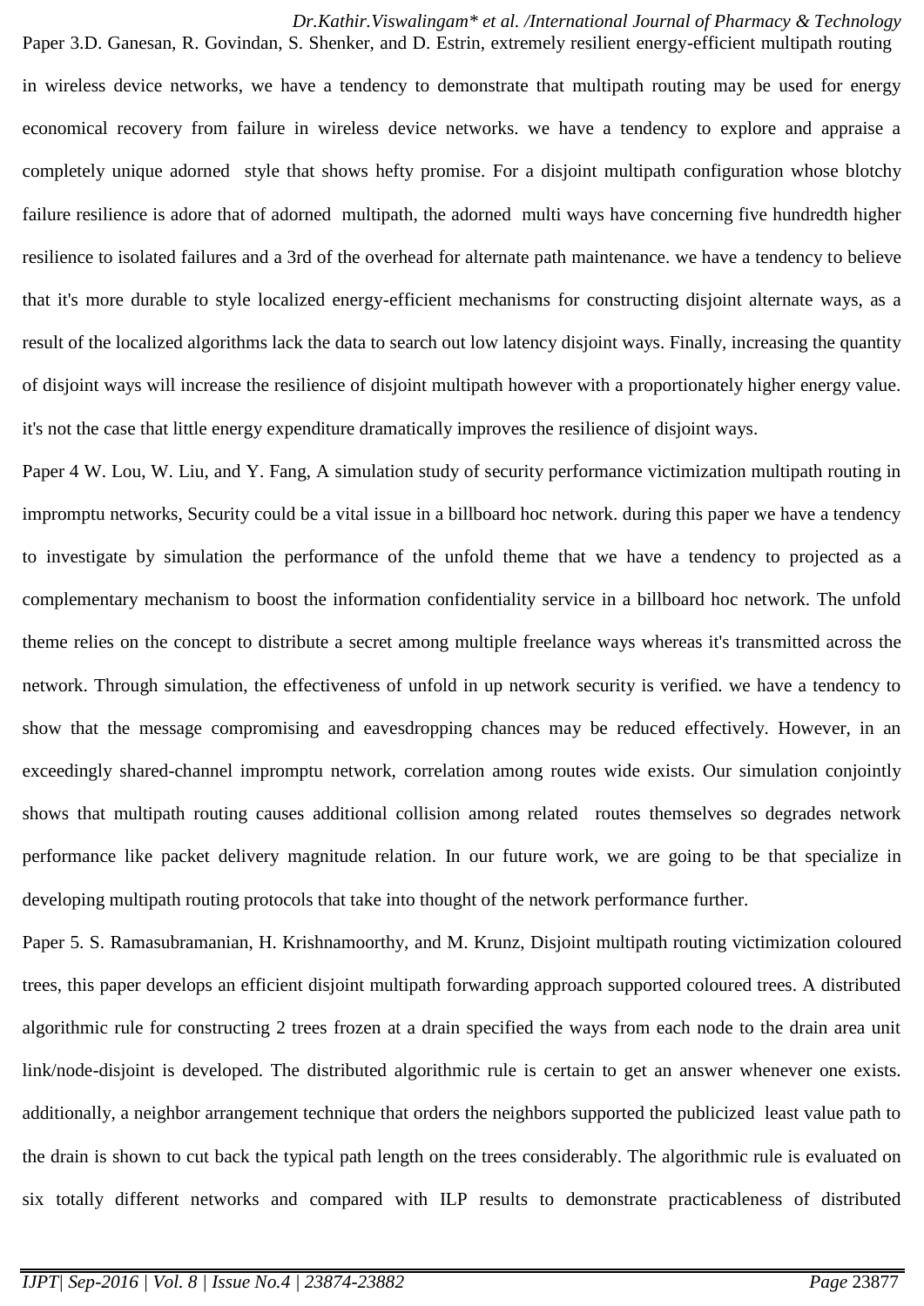Paper 3.D. Ganesan, R. Govindan, S. Shenker, and D. Estrin, extremely resilient energy-efficient multipath routing in wireless device networks, we have a tendency to demonstrate that multipath routing may be used for energy economical recovery from failure in wireless device networks. we have a tendency to explore and appraise a completely unique adorned style that shows hefty promise. For a disjoint multipath configuration whose blotchy failure resilience is adore that of adorned multipath, the adorned multi ways have concerning five hundredth higher resilience to isolated failures and a 3rd of the overhead for alternate path maintenance. we have a tendency to believe that it's more durable to style localized energy-efficient mechanisms for constructing disjoint alternate ways, as a result of the localized algorithms lack the data to search out low latency disjoint ways. Finally, increasing the quantity of disjoint ways will increase the resilience of disjoint multipath however with a proportionately higher energy value. it's not the case that little energy expenditure dramatically improves the resilience of disjoint ways.

Paper 4 W. Lou, W. Liu, and Y. Fang, A simulation study of security performance victimization multipath routing in impromptu networks, Security could be a vital issue in a billboard hoc network. during this paper we have a tendency to investigate by simulation the performance of the unfold theme that we have a tendency to projected as a complementary mechanism to boost the information confidentiality service in a billboard hoc network. The unfold theme relies on the concept to distribute a secret among multiple freelance ways whereas it's transmitted across the network. Through simulation, the effectiveness of unfold in up network security is verified. we have a tendency to show that the message compromising and eavesdropping chances may be reduced effectively. However, in an exceedingly shared-channel impromptu network, correlation among routes wide exists. Our simulation conjointly shows that multipath routing causes additional collision among related routes themselves so degrades network performance like packet delivery magnitude relation. In our future work, we are going to be that specialize in developing multipath routing protocols that take into thought of the network performance further.

Paper 5. S. Ramasubramanian, H. Krishnamoorthy, and M. Krunz, Disjoint multipath routing victimization coloured trees, this paper develops an efficient disjoint multipath forwarding approach supported coloured trees. A distributed algorithmic rule for constructing 2 trees frozen at a drain specified the ways from each node to the drain area unit link/node-disjoint is developed. The distributed algorithmic rule is certain to get an answer whenever one exists. additionally, a neighbor arrangement technique that orders the neighbors supported the publicized least value path to the drain is shown to cut back the typical path length on the trees considerably. The algorithmic rule is evaluated on six totally different networks and compared with ILP results to demonstrate practicableness of distributed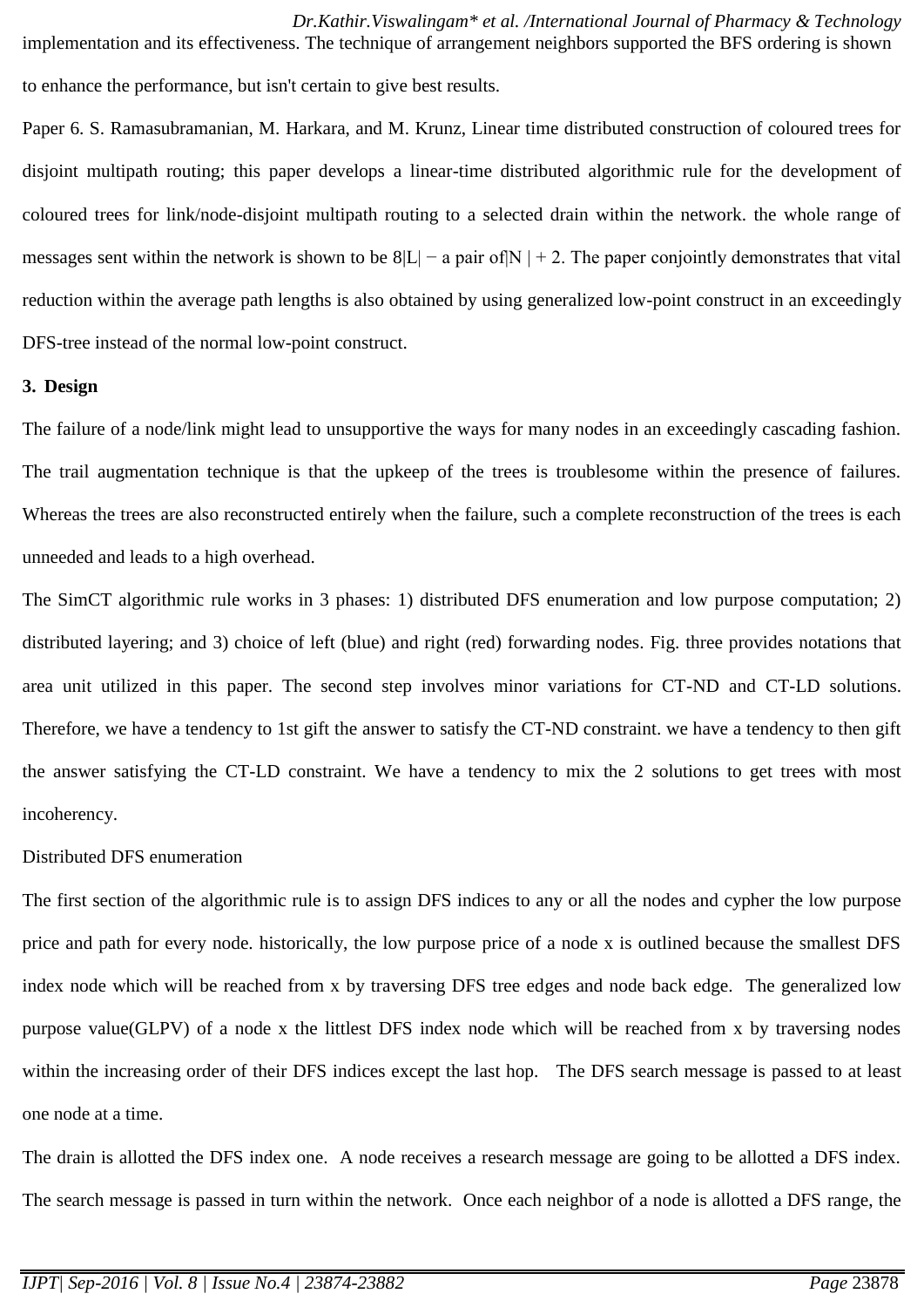implementation and its effectiveness. The technique of arrangement neighbors supported the BFS ordering is shown to enhance the performance, but isn't certain to give best results.

Paper 6. S. Ramasubramanian, M. Harkara, and M. Krunz, Linear time distributed construction of coloured trees for disjoint multipath routing; this paper develops a linear-time distributed algorithmic rule for the development of coloured trees for link/node-disjoint multipath routing to a selected drain within the network. the whole range of messages sent within the network is shown to be 8|L| − a pair of|N | + 2. The paper conjointly demonstrates that vital reduction within the average path lengths is also obtained by using generalized low-point construct in an exceedingly DFS-tree instead of the normal low-point construct.

**3. Design**

The failure of a node/link might lead to unsupportive the ways for many nodes in an exceedingly cascading fashion. The trail augmentation technique is that the upkeep of the trees is troublesome within the presence of failures. Whereas the trees are also reconstructed entirely when the failure, such a complete reconstruction of the trees is each unneeded and leads to a high overhead.

The SimCT algorithmic rule works in 3 phases: 1) distributed DFS enumeration and low purpose computation; 2) distributed layering; and 3) choice of left (blue) and right (red) forwarding nodes. Fig. three provides notations that area unit utilized in this paper. The second step involves minor variations for CT-ND and CT-LD solutions. Therefore, we have a tendency to 1st gift the answer to satisfy the CT-ND constraint. we have a tendency to then gift the answer satisfying the CT-LD constraint. We have a tendency to mix the 2 solutions to get trees with most incoherency.

Distributed DFS enumeration

The first section of the algorithmic rule is to assign DFS indices to any or all the nodes and cypher the low purpose price and path for every node. historically, the low purpose price of a node x is outlined because the smallest DFS index node which will be reached from x by traversing DFS tree edges and node back edge. The generalized low purpose value(GLPV) of a node x the littlest DFS index node which will be reached from x by traversing nodes within the increasing order of their DFS indices except the last hop. The DFS search message is passed to at least one node at a time.

The drain is allotted the DFS index one. A node receives a research message are going to be allotted a DFS index. The search message is passed in turn within the network. Once each neighbor of a node is allotted a DFS range, the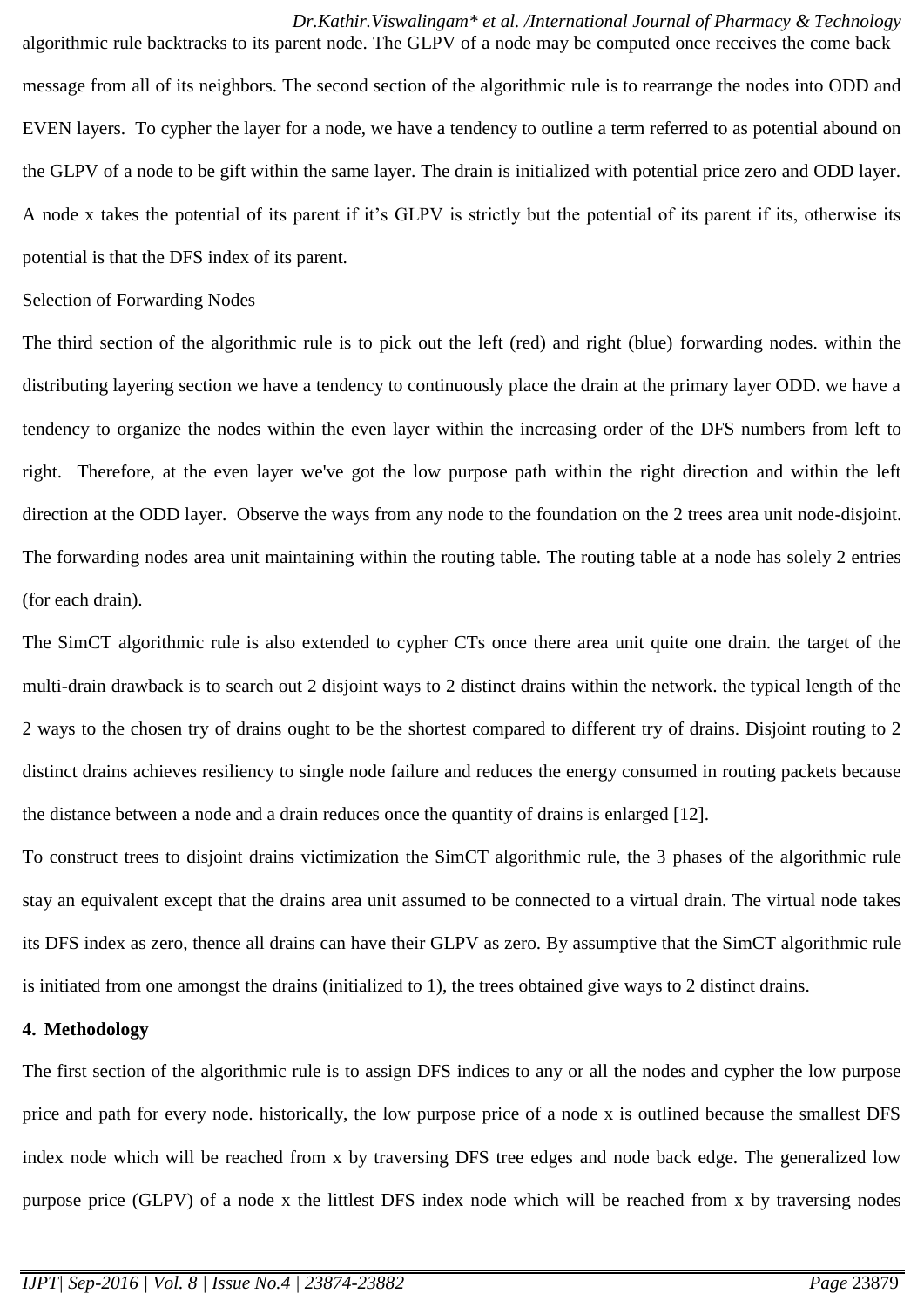algorithmic rule backtracks to its parent node. The GLPV of a node may be computed once receives the come back message from all of its neighbors. The second section of the algorithmic rule is to rearrange the nodes into ODD and EVEN layers. To cypher the layer for a node, we have a tendency to outline a term referred to as potential abound on the GLPV of a node to be gift within the same layer. The drain is initialized with potential price zero and ODD layer. A node x takes the potential of its parent if it's GLPV is strictly but the potential of its parent if its, otherwise its potential is that the DFS index of its parent.

Selection of Forwarding Nodes

The third section of the algorithmic rule is to pick out the left (red) and right (blue) forwarding nodes. within the distributing layering section we have a tendency to continuously place the drain at the primary layer ODD. we have a tendency to organize the nodes within the even layer within the increasing order of the DFS numbers from left to right. Therefore, at the even layer we've got the low purpose path within the right direction and within the left direction at the ODD layer. Observe the ways from any node to the foundation on the 2 trees area unit node-disjoint. The forwarding nodes area unit maintaining within the routing table. The routing table at a node has solely 2 entries (for each drain).

The SimCT algorithmic rule is also extended to cypher CTs once there area unit quite one drain. the target of the multi-drain drawback is to search out 2 disjoint ways to 2 distinct drains within the network. the typical length of the 2 ways to the chosen try of drains ought to be the shortest compared to different try of drains. Disjoint routing to 2 distinct drains achieves resiliency to single node failure and reduces the energy consumed in routing packets because the distance between a node and a drain reduces once the quantity of drains is enlarged [12].

To construct trees to disjoint drains victimization the SimCT algorithmic rule, the 3 phases of the algorithmic rule stay an equivalent except that the drains area unit assumed to be connected to a virtual drain. The virtual node takes its DFS index as zero, thence all drains can have their GLPV as zero. By assumptive that the SimCT algorithmic rule is initiated from one amongst the drains (initialized to 1), the trees obtained give ways to 2 distinct drains.

## 4. Methodology

The first section of the algorithmic rule is to assign DFS indices to any or all the nodes and cypher the low purpose price and path for every node. historically, the low purpose price of a node x is outlined because the smallest DFS index node which will be reached from x by traversing DFS tree edges and node back edge. The generalized low purpose price (GLPV) of a node x the littlest DFS index node which will be reached from x by traversing nodes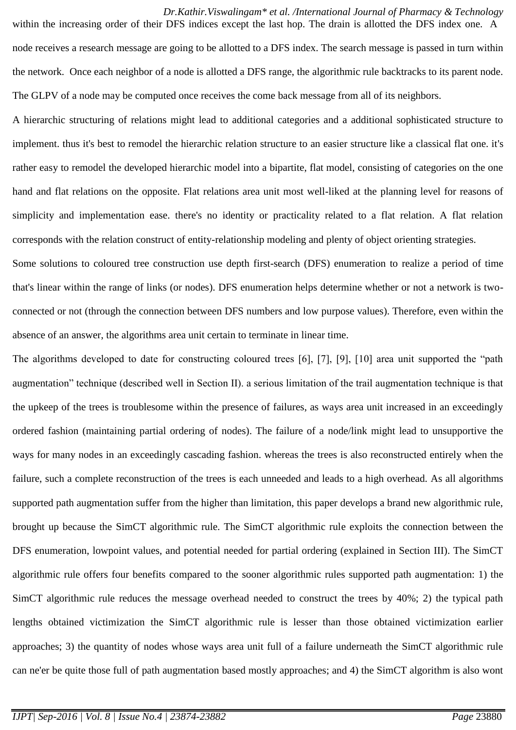within the increasing order of their DFS indices except the last hop. The drain is allotted the DFS index one. A node receives a research message are going to be allotted to a DFS index. The search message is passed in turn within the network. Once each neighbor of a node is allotted a DFS range, the algorithmic rule backtracks to its parent node. The GLPV of a node may be computed once receives the come back message from all of its neighbors.

A hierarchic structuring of relations might lead to additional categories and a additional sophisticated structure to implement. thus it's best to remodel the hierarchic relation structure to an easier structure like a classical flat one. it's rather easy to remodel the developed hierarchic model into a bipartite, flat model, consisting of categories on the one hand and flat relations on the opposite. Flat relations area unit most well-liked at the planning level for reasons of simplicity and implementation ease. there's no identity or practicality related to a flat relation. A flat relation corresponds with the relation construct of entity-relationship modeling and plenty of object orienting strategies.

Some solutions to coloured tree construction use depth first-search (DFS) enumeration to realize a period of time that's linear within the range of links (or nodes). DFS enumeration helps determine whether or not a network is two-connected or not (through the connection between DFS numbers and low purpose values). Therefore, even within the absence of an answer, the algorithms area unit certain to terminate in linear time.

The algorithms developed to date for constructing coloured trees [6], [7], [9], [10] area unit supported the "path augmentation" technique (described well in Section II). a serious limitation of the trail augmentation technique is that the upkeep of the trees is troublesome within the presence of failures, as ways area unit increased in an exceedingly ordered fashion (maintaining partial ordering of nodes). The failure of a node/link might lead to unsupportive the ways for many nodes in an exceedingly cascading fashion. whereas the trees is also reconstructed entirely when the failure, such a complete reconstruction of the trees is each unneeded and leads to a high overhead. As all algorithms supported path augmentation suffer from the higher than limitation, this paper develops a brand new algorithmic rule, brought up because the SimCT algorithmic rule. The SimCT algorithmic rule exploits the connection between the DFS enumeration, lowpoint values, and potential needed for partial ordering (explained in Section III). The SimCT algorithmic rule offers four benefits compared to the sooner algorithmic rules supported path augmentation: 1) the SimCT algorithmic rule reduces the message overhead needed to construct the trees by 40%; 2) the typical path lengths obtained victimization the SimCT algorithmic rule is lesser than those obtained victimization earlier approaches; 3) the quantity of nodes whose ways area unit full of a failure underneath the SimCT algorithmic rule can ne'er be quite those full of path augmentation based mostly approaches; and 4) the SimCT algorithm is also wont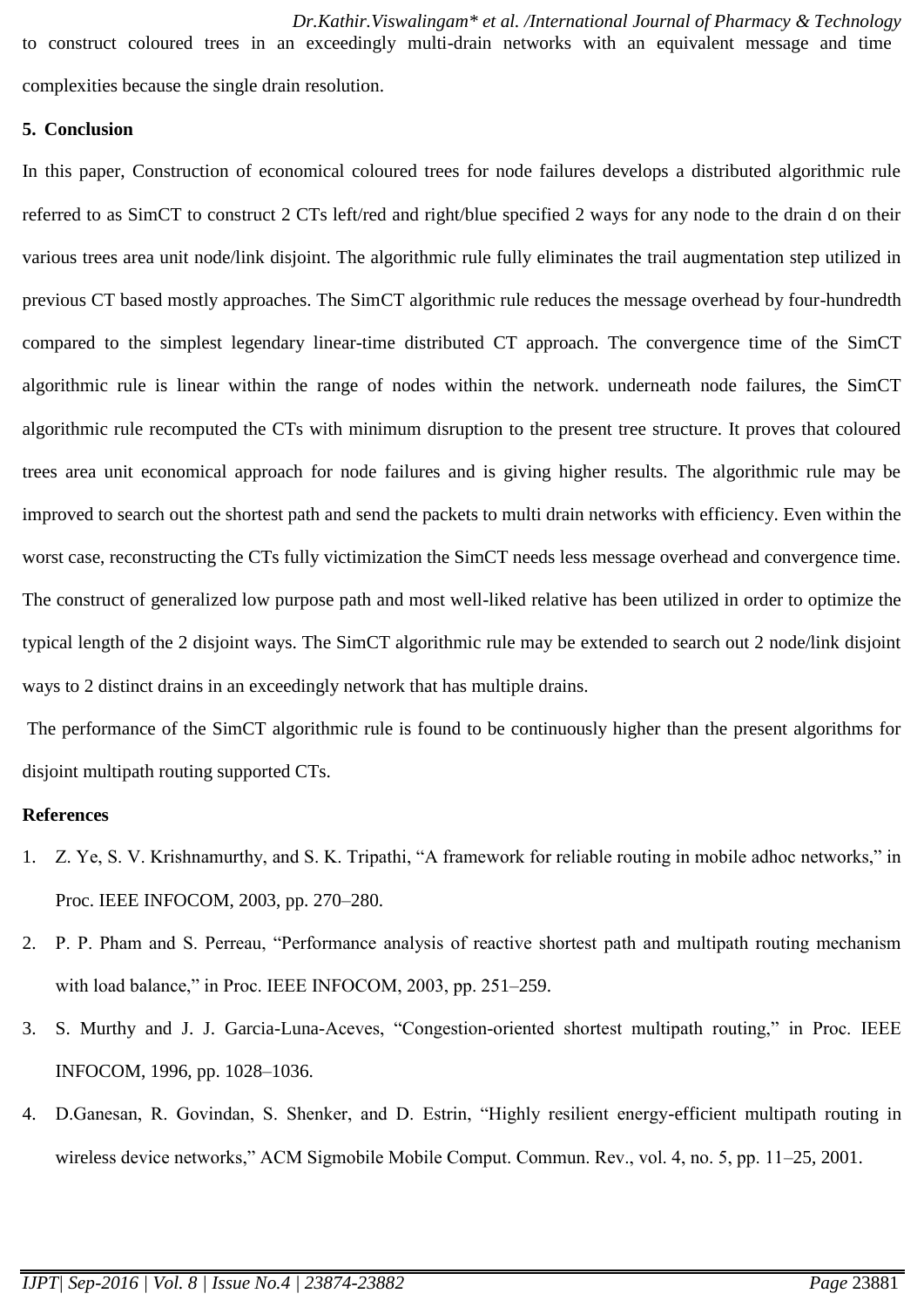to construct coloured trees in an exceedingly multi-drain networks with an equivalent message and time complexities because the single drain resolution.

## 5. Conclusion

In this paper, Construction of economical coloured trees for node failures develops a distributed algorithmic rule referred to as SimCT to construct 2 CTs left/red and right/blue specified 2 ways for any node to the drain d on their various trees area unit node/link disjoint. The algorithmic rule fully eliminates the trail augmentation step utilized in previous CT based mostly approaches. The SimCT algorithmic rule reduces the message overhead by four-hundredth compared to the simplest legendary linear-time distributed CT approach. The convergence time of the SimCT algorithmic rule is linear within the range of nodes within the network. underneath node failures, the SimCT algorithmic rule recomputed the CTs with minimum disruption to the present tree structure. It proves that coloured trees area unit economical approach for node failures and is giving higher results. The algorithmic rule may be improved to search out the shortest path and send the packets to multi drain networks with efficiency. Even within the worst case, reconstructing the CTs fully victimization the SimCT needs less message overhead and convergence time. The construct of generalized low purpose path and most well-liked relative has been utilized in order to optimize the typical length of the 2 disjoint ways. The SimCT algorithmic rule may be extended to search out 2 node/link disjoint ways to 2 distinct drains in an exceedingly network that has multiple drains.

The performance of the SimCT algorithmic rule is found to be continuously higher than the present algorithms for disjoint multipath routing supported CTs.

## References

1. Z. Ye, S. V. Krishnamurthy, and S. K. Tripathi, "A framework for reliable routing in mobile adhoc networks," in Proc. IEEE INFOCOM, 2003, pp. 270–280.
2. P. P. Pham and S. Perreau, "Performance analysis of reactive shortest path and multipath routing mechanism with load balance," in Proc. IEEE INFOCOM, 2003, pp. 251–259.
3. S. Murthy and J. J. Garcia-Luna-Aceves, "Congestion-oriented shortest multipath routing," in Proc. IEEE INFOCOM, 1996, pp. 1028–1036.
4. D.Ganesan, R. Govindan, S. Shenker, and D. Estrin, "Highly resilient energy-efficient multipath routing in wireless device networks," ACM Sigmobile Mobile Comput. Commun. Rev., vol. 4, no. 5, pp. 11–25, 2001.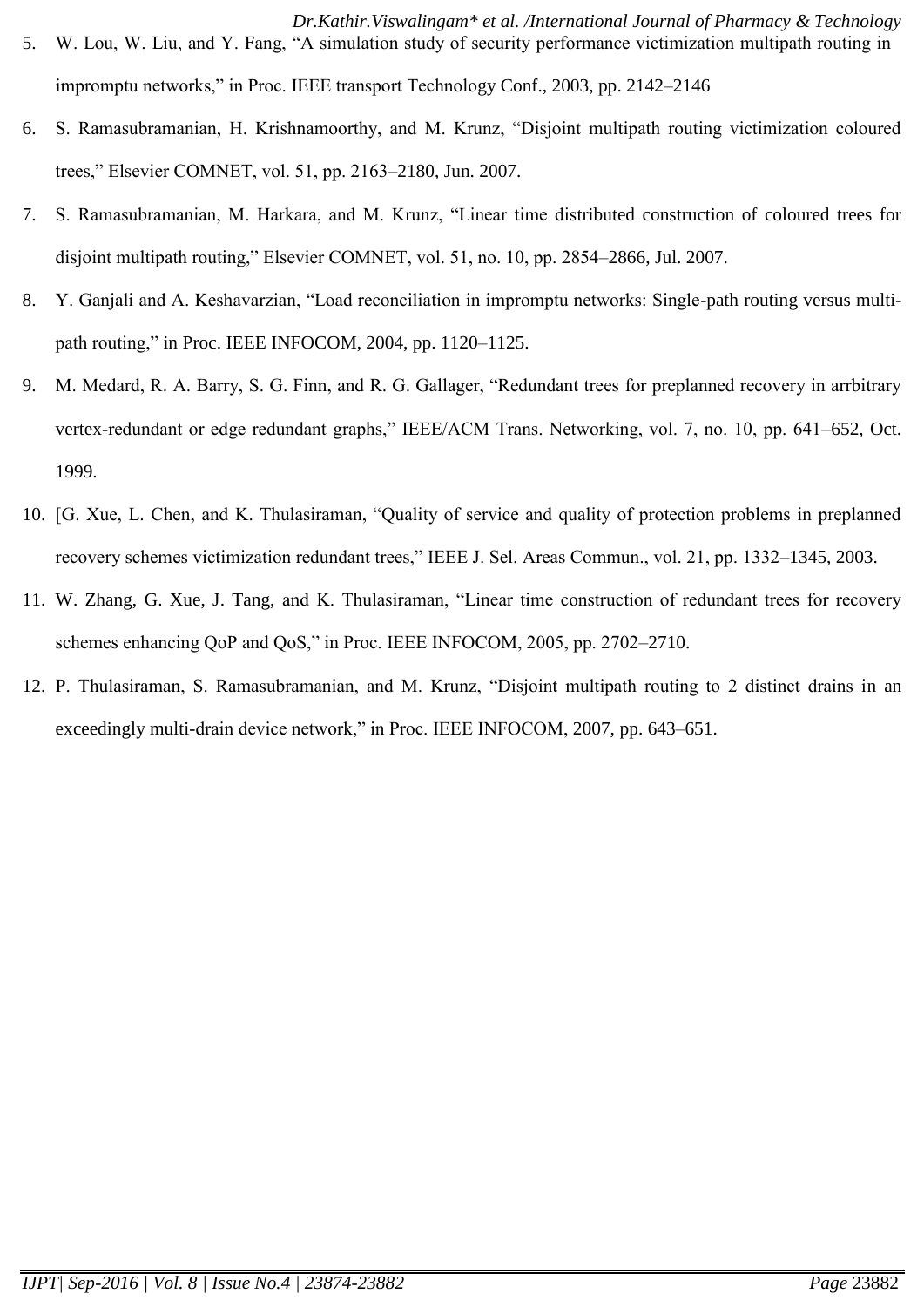5. W. Lou, W. Liu, and Y. Fang, "A simulation study of security performance victimization multipath routing in impromptu networks," in Proc. IEEE transport Technology Conf., 2003, pp. 2142–2146
6. S. Ramasubramanian, H. Krishnamoorthy, and M. Krunz, "Disjoint multipath routing victimization coloured trees," Elsevier COMNET, vol. 51, pp. 2163–2180, Jun. 2007.
7. S. Ramasubramanian, M. Harkara, and M. Krunz, "Linear time distributed construction of coloured trees for disjoint multipath routing," Elsevier COMNET, vol. 51, no. 10, pp. 2854–2866, Jul. 2007.
8. Y. Ganjali and A. Keshavarzian, "Load reconciliation in impromptu networks: Single-path routing versus multi-path routing," in Proc. IEEE INFOCOM, 2004, pp. 1120–1125.
9. M. Medard, R. A. Barry, S. G. Finn, and R. G. Gallager, "Redundant trees for preplanned recovery in arrbitrary vertex-redundant or edge redundant graphs," IEEE/ACM Trans. Networking, vol. 7, no. 10, pp. 641–652, Oct. 1999.
10. [G. Xue, L. Chen, and K. Thulasiraman, "Quality of service and quality of protection problems in preplanned recovery schemes victimization redundant trees," IEEE J. Sel. Areas Commun., vol. 21, pp. 1332–1345, 2003.
11. W. Zhang, G. Xue, J. Tang, and K. Thulasiraman, "Linear time construction of redundant trees for recovery schemes enhancing QoP and QoS," in Proc. IEEE INFOCOM, 2005, pp. 2702–2710.
12. P. Thulasiraman, S. Ramasubramanian, and M. Krunz, "Disjoint multipath routing to 2 distinct drains in an exceedingly multi-drain device network," in Proc. IEEE INFOCOM, 2007, pp. 643–651.